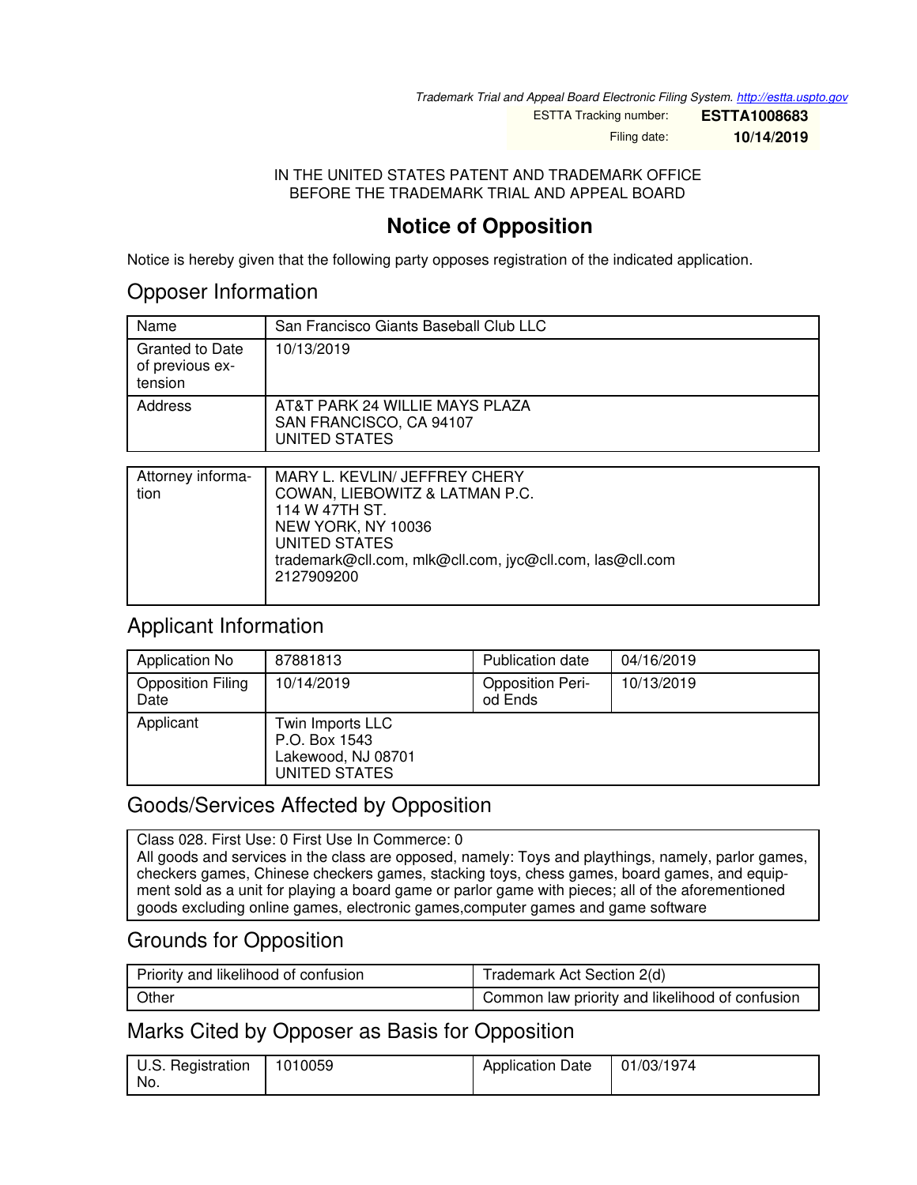*Trademark Trial and Appeal Board Electronic Filing System. http://estta.uspto.gov*

ESTTA Tracking number: **ESTTA1008683**

Filing date: **10/14/2019**

IN THE UNITED STATES PATENT AND TRADEMARK OFFICE
BEFORE THE TRADEMARK TRIAL AND APPEAL BOARD

# Notice of Opposition

Notice is hereby given that the following party opposes registration of the indicated application.

## Opposer Information

| Name | San Francisco Giants Baseball Club LLC |
|---|---|
| Granted to Date of previous extension | 10/13/2019 |
| Address | AT&T PARK 24 WILLIE MAYS PLAZA<br>SAN FRANCISCO, CA 94107<br>UNITED STATES |

| Attorney information | MARY L. KEVLIN/ JEFFREY CHERY<br>COWAN, LIEBOWITZ & LATMAN P.C.<br>114 W 47TH ST.<br>NEW YORK, NY 10036<br>UNITED STATES<br>trademark@cll.com, mlk@cll.com, jyc@cll.com, las@cll.com<br>2127909200 |
|---|---|

## Applicant Information

| Application No | 87881813 | Publication date | 04/16/2019 |
|---|---|---|---|
| Opposition Filing Date | 10/14/2019 | Opposition Period Ends | 10/13/2019 |
| Applicant | Twin Imports LLC<br>P.O. Box 1543<br>Lakewood, NJ 08701<br>UNITED STATES | | |

## Goods/Services Affected by Opposition

Class 028. First Use: 0 First Use In Commerce: 0
All goods and services in the class are opposed, namely: Toys and playthings, namely, parlor games, checkers games, Chinese checkers games, stacking toys, chess games, board games, and equipment sold as a unit for playing a board game or parlor game with pieces; all of the aforementioned goods excluding online games, electronic games,computer games and game software

## Grounds for Opposition

| Priority and likelihood of confusion | Trademark Act Section 2(d) |
|---|---|
| Other | Common law priority and likelihood of confusion |

## Marks Cited by Opposer as Basis for Opposition

| U.S. Registration No. | 1010059 | Application Date | 01/03/1974 |
|---|---|---|---|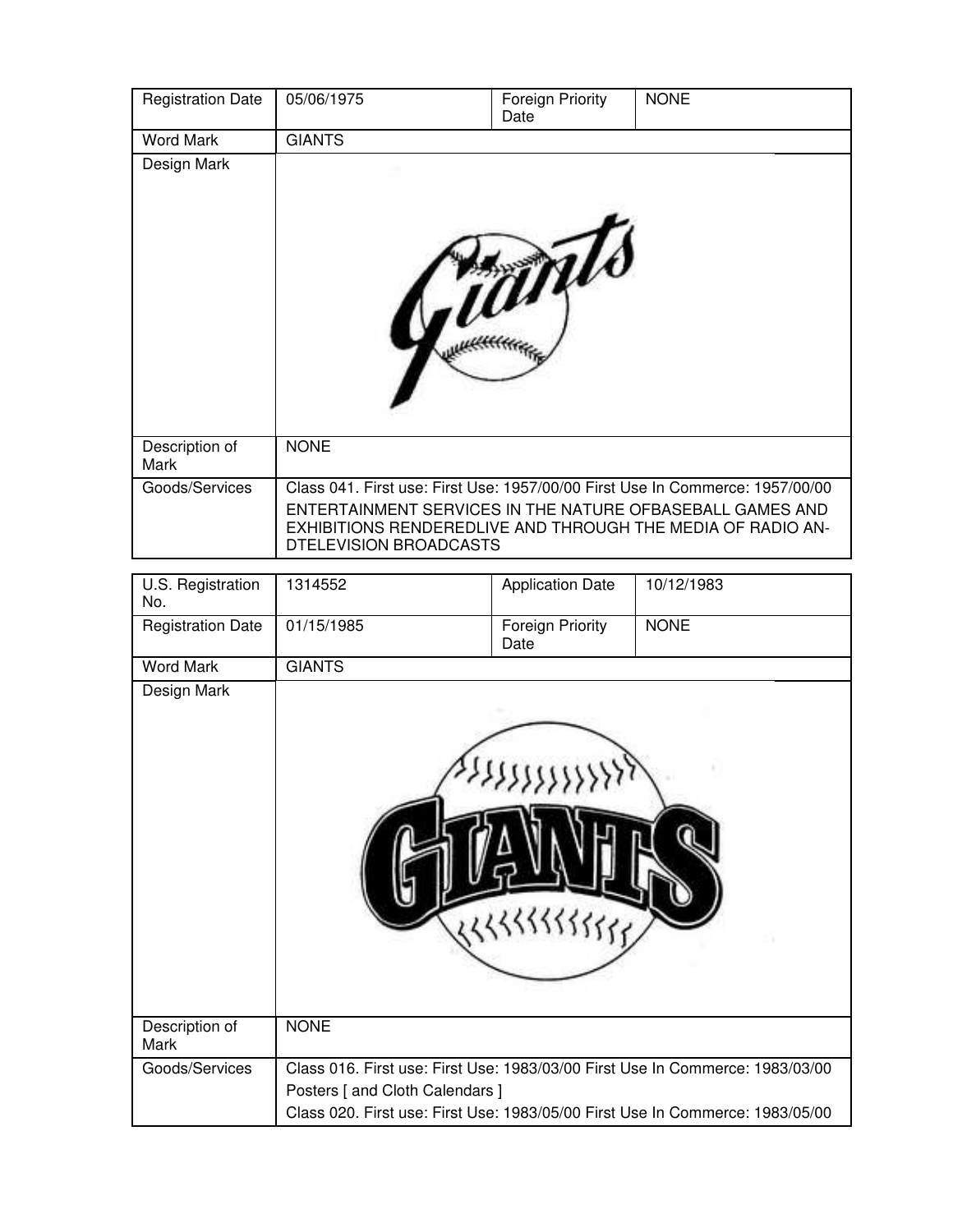| Registration Date | 05/06/1975 | Foreign Priority Date | NONE |
|---|---|---|---|
| Word Mark | GIANTS | | |
| Design Mark | | | |
| Description of Mark | NONE | | |
| Goods/Services | Class 041. First use: First Use: 1957/00/00 First Use In Commerce: 1957/00/00 ENTERTAINMENT SERVICES IN THE NATURE OFBASEBALL GAMES AND EXHIBITIONS RENDEREDLIVE AND THROUGH THE MEDIA OF RADIO AN-DTELEVISION BROADCASTS | | |

| U.S. Registration No. | 1314552 | Application Date | 10/12/1983 |
|---|---|---|---|
| Registration Date | 01/15/1985 | Foreign Priority Date | NONE |
| Word Mark | GIANTS | | |
| Design Mark | | | |
| Description of Mark | NONE | | |
| Goods/Services | Class 016. First use: First Use: 1983/03/00 First Use In Commerce: 1983/03/00 Posters [ and Cloth Calendars ] Class 020. First use: First Use: 1983/05/00 First Use In Commerce: 1983/05/00 | | |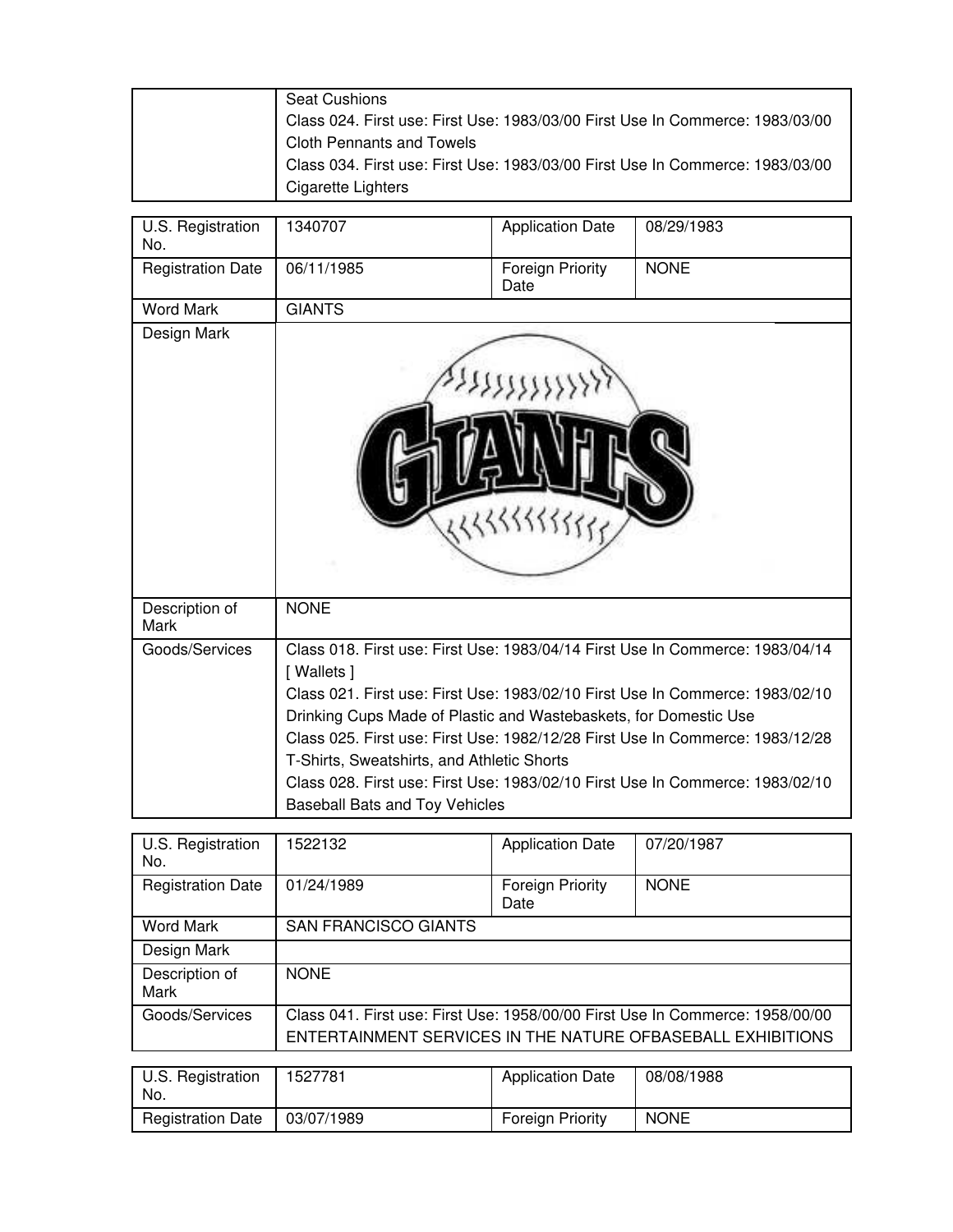| | |
|---|---|
| | Seat Cushions<br>Class 024. First use: First Use: 1983/03/00 First Use In Commerce: 1983/03/00<br>Cloth Pennants and Towels<br>Class 034. First use: First Use: 1983/03/00 First Use In Commerce: 1983/03/00<br>Cigarette Lighters |

| U.S. Registration No. | 1340707 | Application Date | 08/29/1983 |
|---|---|---|---|
| Registration Date | 06/11/1985 | Foreign Priority Date | NONE |
| Word Mark | GIANTS | | |
| Design Mark | | | |
| Description of Mark | NONE | | |
| Goods/Services | Class 018. First use: First Use: 1983/04/14 First Use In Commerce: 1983/04/14<br>[ Wallets ]<br>Class 021. First use: First Use: 1983/02/10 First Use In Commerce: 1983/02/10<br>Drinking Cups Made of Plastic and Wastebaskets, for Domestic Use<br>Class 025. First use: First Use: 1982/12/28 First Use In Commerce: 1983/12/28<br>T-Shirts, Sweatshirts, and Athletic Shorts<br>Class 028. First use: First Use: 1983/02/10 First Use In Commerce: 1983/02/10<br>Baseball Bats and Toy Vehicles | | |

| U.S. Registration No. | 1522132 | Application Date | 07/20/1987 |
|---|---|---|---|
| Registration Date | 01/24/1989 | Foreign Priority Date | NONE |
| Word Mark | SAN FRANCISCO GIANTS | | |
| Design Mark | | | |
| Description of Mark | NONE | | |
| Goods/Services | Class 041. First use: First Use: 1958/00/00 First Use In Commerce: 1958/00/00<br>ENTERTAINMENT SERVICES IN THE NATURE OFBASEBALL EXHIBITIONS | | |

| U.S. Registration No. | 1527781 | Application Date | 08/08/1988 |
|---|---|---|---|
| Registration Date | 03/07/1989 | Foreign Priority | NONE |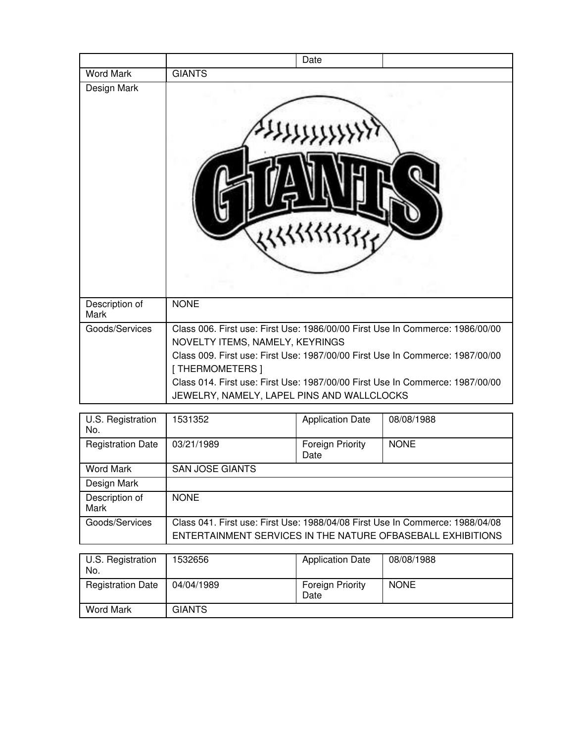| | | Date | |
|---|---|---|---|
| Word Mark | GIANTS | | |
| Design Mark | | | |
| Description of Mark | NONE | | |
| Goods/Services | Class 006. First use: First Use: 1986/00/00 First Use In Commerce: 1986/00/00 NOVELTY ITEMS, NAMELY, KEYRINGS<br>Class 009. First use: First Use: 1987/00/00 First Use In Commerce: 1987/00/00 [ THERMOMETERS ]<br>Class 014. First use: First Use: 1987/00/00 First Use In Commerce: 1987/00/00 JEWELRY, NAMELY, LAPEL PINS AND WALLCLOCKS | | |

| U.S. Registration No. | 1531352 | Application Date | 08/08/1988 |
|---|---|---|---|
| Registration Date | 03/21/1989 | Foreign Priority Date | NONE |
| Word Mark | SAN JOSE GIANTS | | |
| Design Mark | | | |
| Description of Mark | NONE | | |
| Goods/Services | Class 041. First use: First Use: 1988/04/08 First Use In Commerce: 1988/04/08 ENTERTAINMENT SERVICES IN THE NATURE OFBASEBALL EXHIBITIONS | | |

| U.S. Registration No. | 1532656 | Application Date | 08/08/1988 |
|---|---|---|---|
| Registration Date | 04/04/1989 | Foreign Priority Date | NONE |
| Word Mark | GIANTS | | |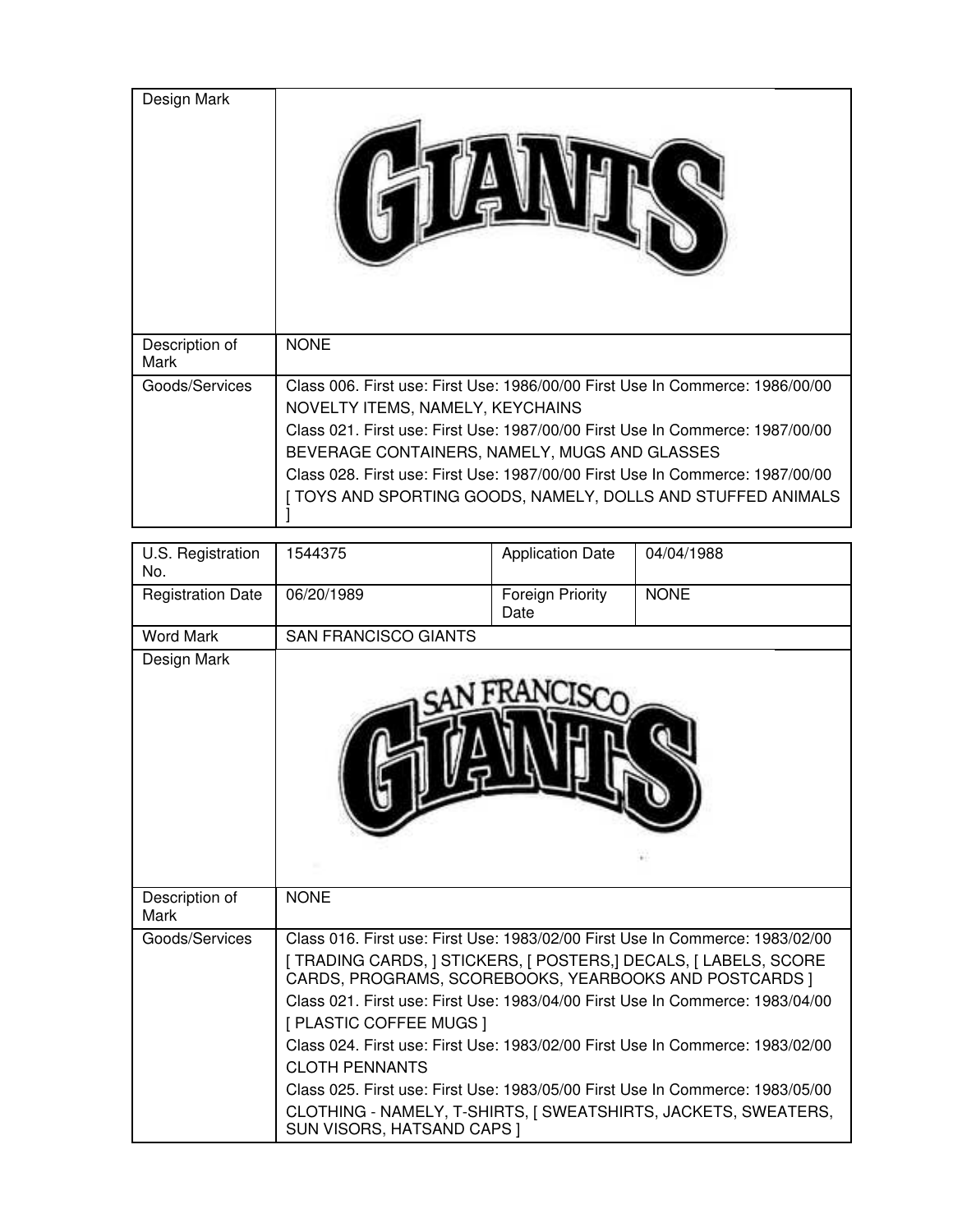| | |
|---|---|
| Design Mark | |
| Description of Mark | NONE |
| Goods/Services | Class 006. First use: First Use: 1986/00/00 First Use In Commerce: 1986/00/00<br>NOVELTY ITEMS, NAMELY, KEYCHAINS<br>Class 021. First use: First Use: 1987/00/00 First Use In Commerce: 1987/00/00<br>BEVERAGE CONTAINERS, NAMELY, MUGS AND GLASSES<br>Class 028. First use: First Use: 1987/00/00 First Use In Commerce: 1987/00/00<br>[ TOYS AND SPORTING GOODS, NAMELY, DOLLS AND STUFFED ANIMALS ] |

| | | | |
|---|---|---|---|
| U.S. Registration No. | 1544375 | Application Date | 04/04/1988 |
| Registration Date | 06/20/1989 | Foreign Priority Date | NONE |
| Word Mark | SAN FRANCISCO GIANTS | | |
| Design Mark | | | |
| Description of Mark | NONE | | |
| Goods/Services | Class 016. First use: First Use: 1983/02/00 First Use In Commerce: 1983/02/00<br>[ TRADING CARDS, ] STICKERS, [ POSTERS,] DECALS, [ LABELS, SCORE CARDS, PROGRAMS, SCOREBOOKS, YEARBOOKS AND POSTCARDS ]<br>Class 021. First use: First Use: 1983/04/00 First Use In Commerce: 1983/04/00<br>[ PLASTIC COFFEE MUGS ]<br>Class 024. First use: First Use: 1983/02/00 First Use In Commerce: 1983/02/00<br>CLOTH PENNANTS<br>Class 025. First use: First Use: 1983/05/00 First Use In Commerce: 1983/05/00<br>CLOTHING - NAMELY, T-SHIRTS, [ SWEATSHIRTS, JACKETS, SWEATERS, SUN VISORS, HATSAND CAPS ] | | | |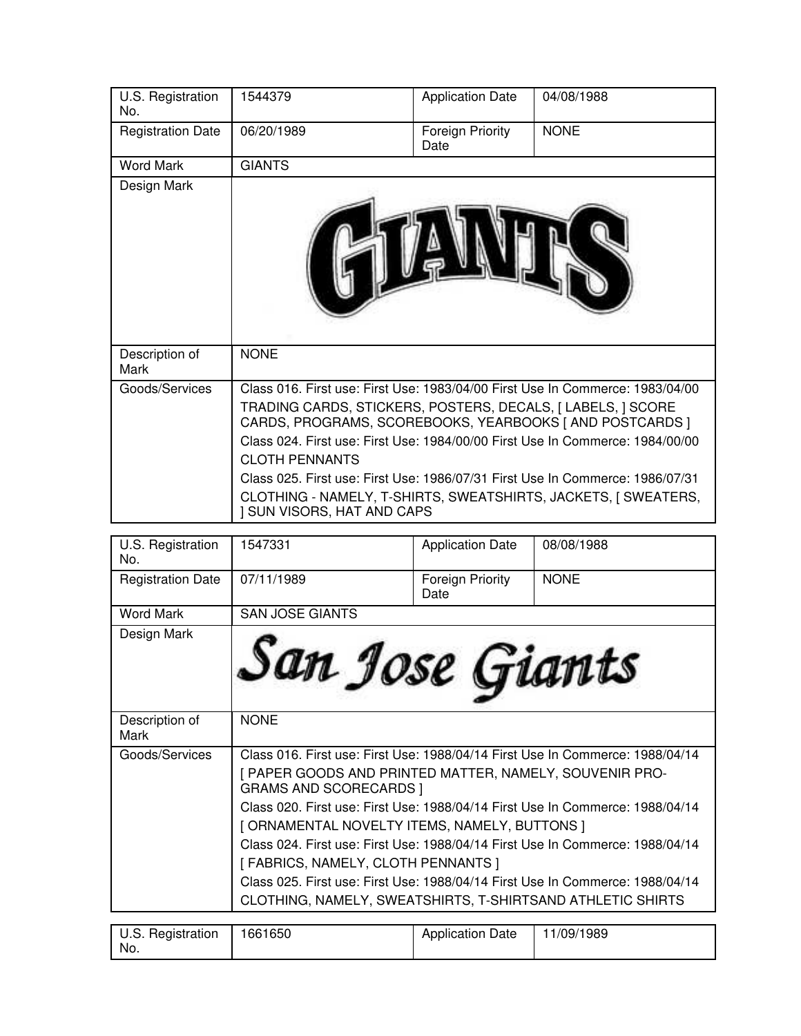| U.S. Registration No. | 1544379 | Application Date | 04/08/1988 |
|---|---|---|---|
| Registration Date | 06/20/1989 | Foreign Priority Date | NONE |
| Word Mark | GIANTS | | |
| Design Mark | | | |
| Description of Mark | NONE | | |
| Goods/Services | Class 016. First use: First Use: 1983/04/00 First Use In Commerce: 1983/04/00<br>TRADING CARDS, STICKERS, POSTERS, DECALS, [ LABELS, ] SCORE CARDS, PROGRAMS, SCOREBOOKS, YEARBOOKS [ AND POSTCARDS ]<br>Class 024. First use: First Use: 1984/00/00 First Use In Commerce: 1984/00/00<br>CLOTH PENNANTS<br>Class 025. First use: First Use: 1986/07/31 First Use In Commerce: 1986/07/31<br>CLOTHING - NAMELY, T-SHIRTS, SWEATSHIRTS, JACKETS, [ SWEATERS, ] SUN VISORS, HAT AND CAPS | | |

| U.S. Registration No. | 1547331 | Application Date | 08/08/1988 |
|---|---|---|---|
| Registration Date | 07/11/1989 | Foreign Priority Date | NONE |
| Word Mark | SAN JOSE GIANTS | | |
| Design Mark | | | |
| Description of Mark | NONE | | |
| Goods/Services | Class 016. First use: First Use: 1988/04/14 First Use In Commerce: 1988/04/14<br>[ PAPER GOODS AND PRINTED MATTER, NAMELY, SOUVENIR PRO-GRAMS AND SCORECARDS ]<br>Class 020. First use: First Use: 1988/04/14 First Use In Commerce: 1988/04/14<br>[ ORNAMENTAL NOVELTY ITEMS, NAMELY, BUTTONS ]<br>Class 024. First use: First Use: 1988/04/14 First Use In Commerce: 1988/04/14<br>[ FABRICS, NAMELY, CLOTH PENNANTS ]<br>Class 025. First use: First Use: 1988/04/14 First Use In Commerce: 1988/04/14<br>CLOTHING, NAMELY, SWEATSHIRTS, T-SHIRTSAND ATHLETIC SHIRTS | | |

| U.S. Registration No. | 1661650 | Application Date | 11/09/1989 |
|---|---|---|---|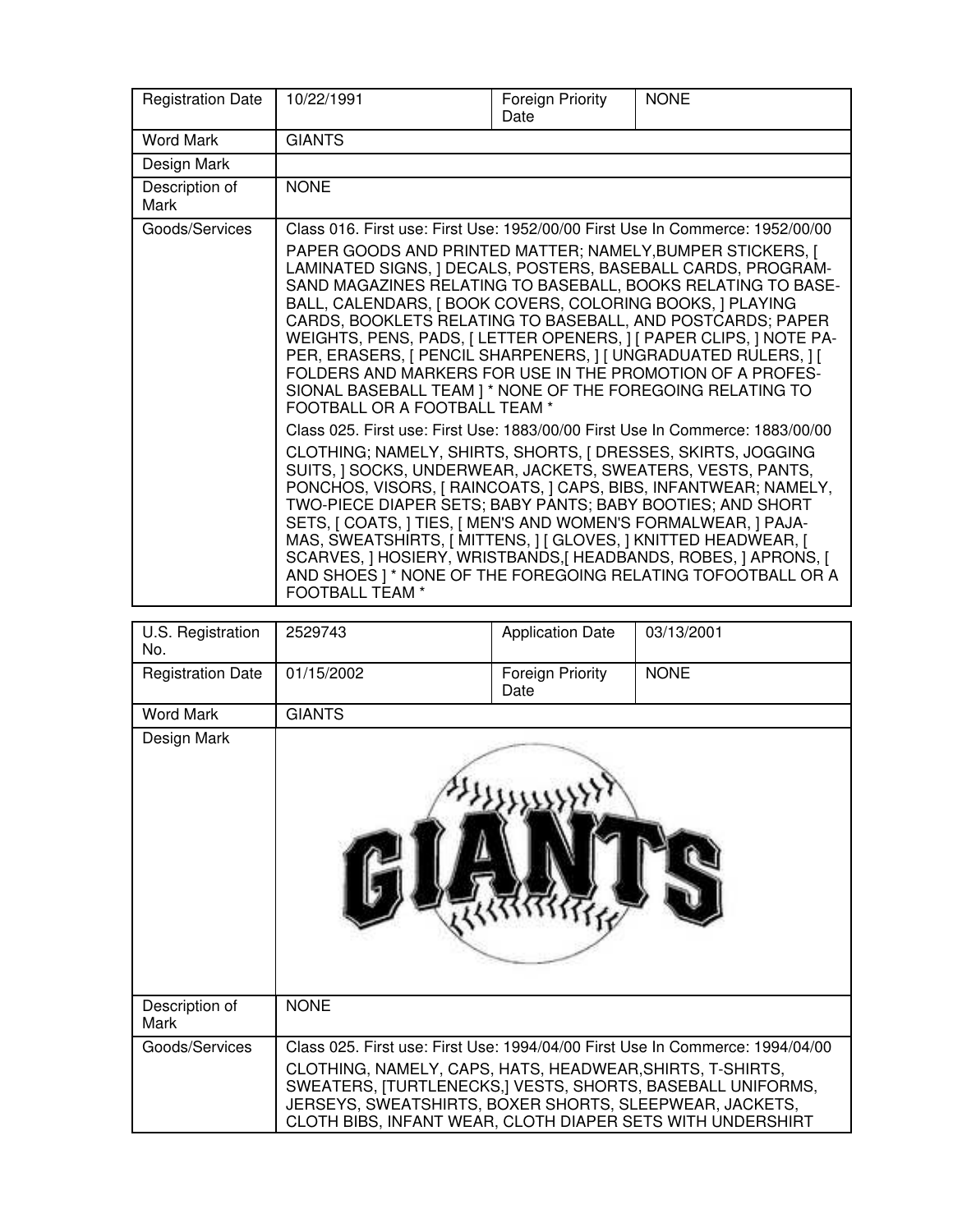| Registration Date | 10/22/1991 | Foreign Priority Date | NONE |
|---|---|---|---|
| Word Mark | GIANTS | | |
| Design Mark | | | |
| Description of Mark | NONE | | |
| Goods/Services | Class 016. First use: First Use: 1952/00/00 First Use In Commerce: 1952/00/00<br><br>PAPER GOODS AND PRINTED MATTER; NAMELY,BUMPER STICKERS, [ LAMINATED SIGNS, ] DECALS, POSTERS, BASEBALL CARDS, PROGRAM-SAND MAGAZINES RELATING TO BASEBALL, BOOKS RELATING TO BASE-BALL, CALENDARS, [ BOOK COVERS, COLORING BOOKS, ] PLAYING CARDS, BOOKLETS RELATING TO BASEBALL, AND POSTCARDS; PAPER WEIGHTS, PENS, PADS, [ LETTER OPENERS, ] [ PAPER CLIPS, ] NOTE PA-PER, ERASERS, [ PENCIL SHARPENERS, ] [ UNGRADUATED RULERS, ] [ FOLDERS AND MARKERS FOR USE IN THE PROMOTION OF A PROFES-SIONAL BASEBALL TEAM ] * NONE OF THE FOREGOING RELATING TO FOOTBALL OR A FOOTBALL TEAM *<br><br>Class 025. First use: First Use: 1883/00/00 First Use In Commerce: 1883/00/00<br><br>CLOTHING; NAMELY, SHIRTS, SHORTS, [ DRESSES, SKIRTS, JOGGING SUITS, ] SOCKS, UNDERWEAR, JACKETS, SWEATERS, VESTS, PANTS, PONCHOS, VISORS, [ RAINCOATS, ] CAPS, BIBS, INFANTWEAR; NAMELY, TWO-PIECE DIAPER SETS; BABY PANTS; BABY BOOTIES; AND SHORT SETS, [ COATS, ] TIES, [ MEN'S AND WOMEN'S FORMALWEAR, ] PAJA-MAS, SWEATSHIRTS, [ MITTENS, ] [ GLOVES, ] KNITTED HEADWEAR, [ SCARVES, ] HOSIERY, WRISTBANDS,[ HEADBANDS, ROBES, ] APRONS, [ AND SHOES ] * NONE OF THE FOREGOING RELATING TOFOOTBALL OR A FOOTBALL TEAM * | | | |

| U.S. Registration No. | 2529743 | Application Date | 03/13/2001 |
|---|---|---|---|
| Registration Date | 01/15/2002 | Foreign Priority Date | NONE |
| Word Mark | GIANTS | | |
| Design Mark | | | |
| Description of Mark | NONE | | |
| Goods/Services | Class 025. First use: First Use: 1994/04/00 First Use In Commerce: 1994/04/00<br><br>CLOTHING, NAMELY, CAPS, HATS, HEADWEAR,SHIRTS, T-SHIRTS, SWEATERS, [TURTLENECKS,] VESTS, SHORTS, BASEBALL UNIFORMS, JERSEYS, SWEATSHIRTS, BOXER SHORTS, SLEEPWEAR, JACKETS, CLOTH BIBS, INFANT WEAR, CLOTH DIAPER SETS WITH UNDERSHIRT | | | |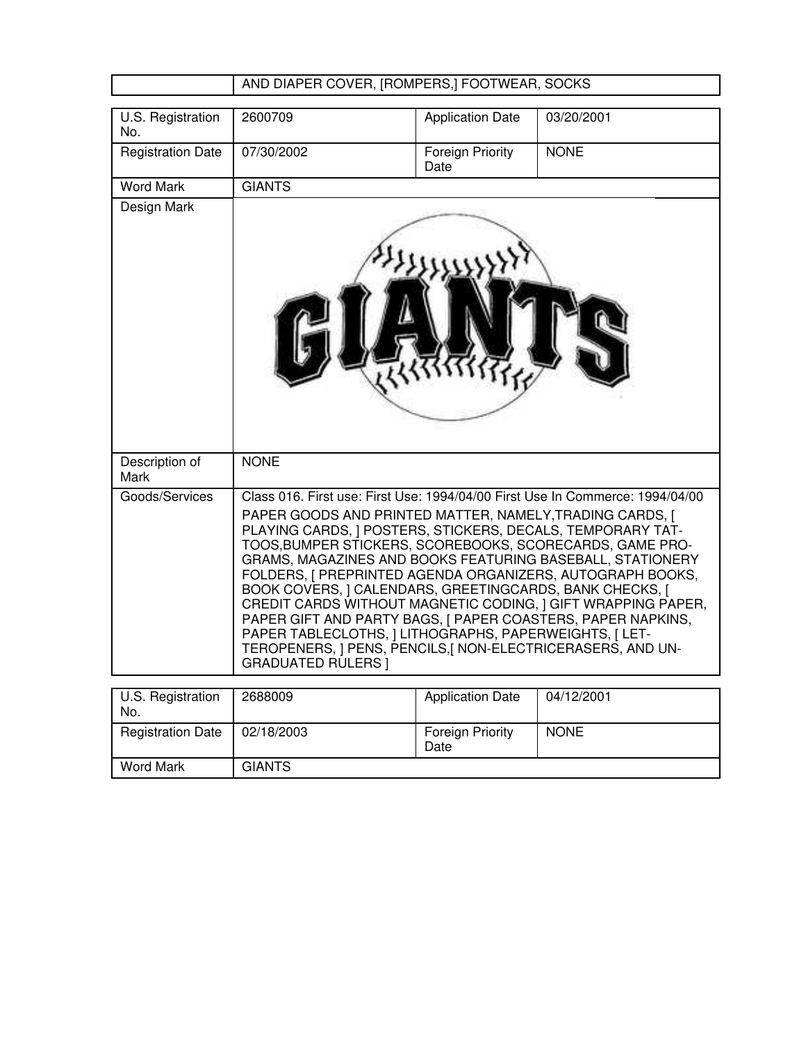| | AND DIAPER COVER, [ROMPERS,] FOOTWEAR, SOCKS |
|---|---|

| U.S. Registration No. | 2600709 | Application Date | 03/20/2001 |
|---|---|---|---|
| Registration Date | 07/30/2002 | Foreign Priority Date | NONE |
| Word Mark | GIANTS | | |
| Design Mark | | | |
| Description of Mark | NONE | | |
| Goods/Services | Class 016. First use: First Use: 1994/04/00 First Use In Commerce: 1994/04/00 PAPER GOODS AND PRINTED MATTER, NAMELY,TRADING CARDS, [ PLAYING CARDS, ] POSTERS, STICKERS, DECALS, TEMPORARY TAT-TOOS,BUMPER STICKERS, SCOREBOOKS, SCORECARDS, GAME PRO-GRAMS, MAGAZINES AND BOOKS FEATURING BASEBALL, STATIONERY FOLDERS, [ PREPRINTED AGENDA ORGANIZERS, AUTOGRAPH BOOKS, BOOK COVERS, ] CALENDARS, GREETINGCARDS, BANK CHECKS, [ CREDIT CARDS WITHOUT MAGNETIC CODING, ] GIFT WRAPPING PAPER, PAPER GIFT AND PARTY BAGS, [ PAPER COASTERS, PAPER NAPKINS, PAPER TABLECLOTHS, ] LITHOGRAPHS, PAPERWEIGHTS, [ LET-TEROPENERS, ] PENS, PENCILS,[ NON-ELECTRICERASERS, AND UN-GRADUATED RULERS ] | | |

| U.S. Registration No. | 2688009 | Application Date | 04/12/2001 |
|---|---|---|---|
| Registration Date | 02/18/2003 | Foreign Priority Date | NONE |
| Word Mark | GIANTS | | |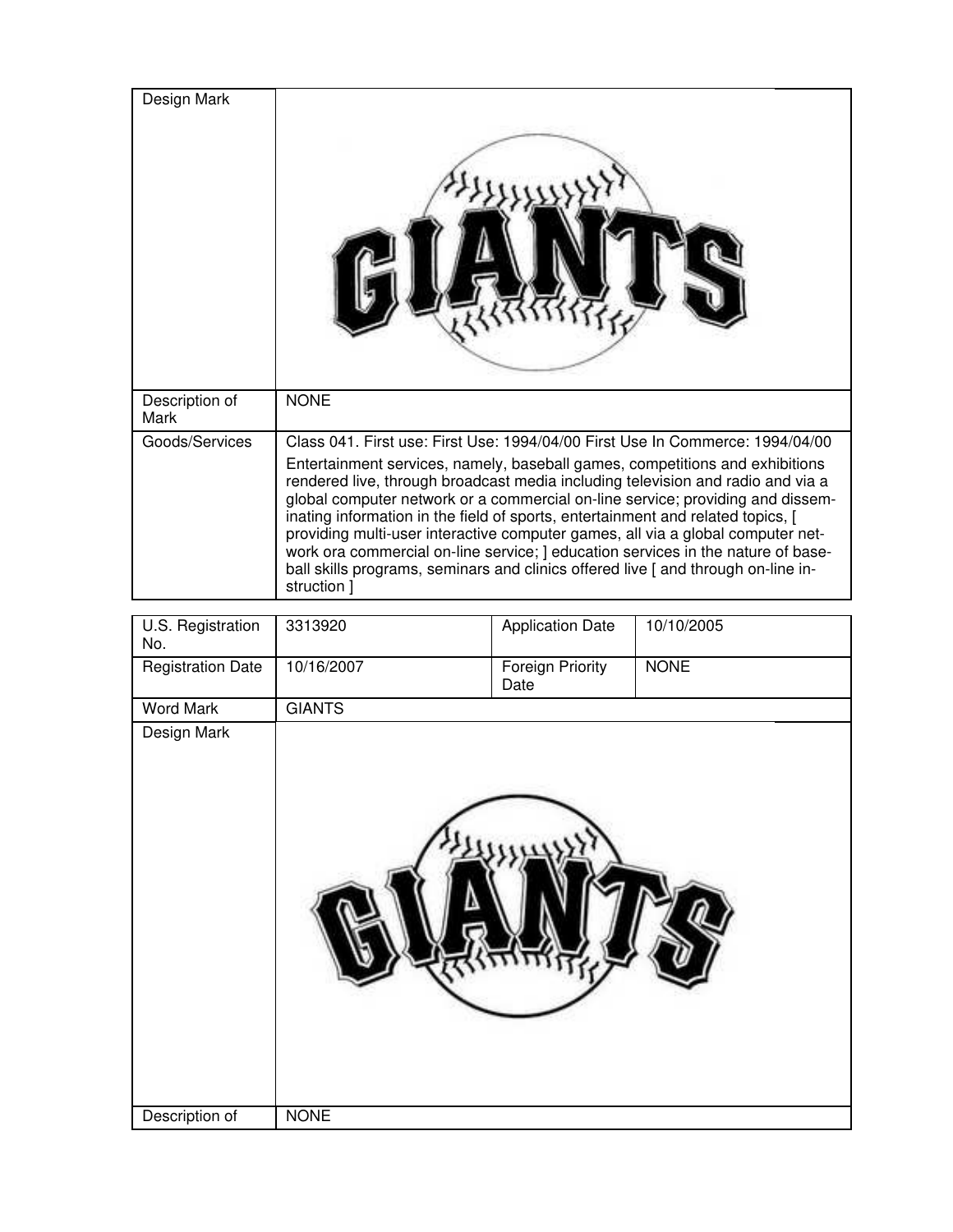| Design Mark | |
|---|---|
| Description of Mark | NONE |
| Goods/Services | Class 041. First use: First Use: 1994/04/00 First Use In Commerce: 1994/04/00<br>Entertainment services, namely, baseball games, competitions and exhibitions rendered live, through broadcast media including television and radio and via a global computer network or a commercial on-line service; providing and disseminating information in the field of sports, entertainment and related topics, [ providing multi-user interactive computer games, all via a global computer network ora commercial on-line service; ] education services in the nature of baseball skills programs, seminars and clinics offered live [ and through on-line instruction ] |

| U.S. Registration No. | 3313920 | Application Date | 10/10/2005 |
|---|---|---|---|
| Registration Date | 10/16/2007 | Foreign Priority Date | NONE |
| Word Mark | GIANTS | | |
| Design Mark | | | |
| Description of | NONE | | |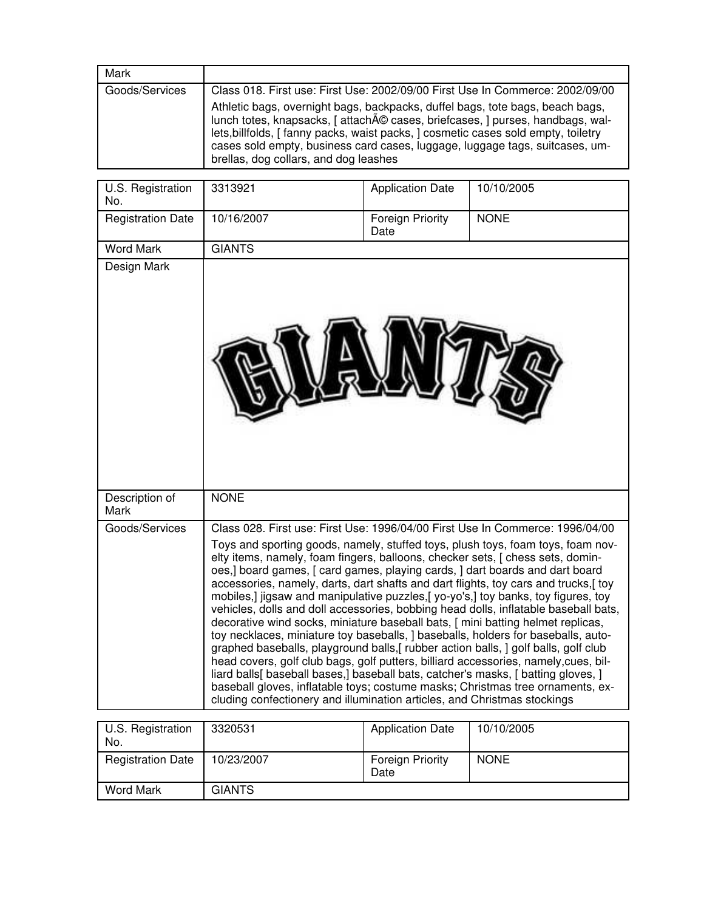| Mark | |
|---|---|
| Goods/Services | Class 018. First use: First Use: 2002/09/00 First Use In Commerce: 2002/09/00<br><br>Athletic bags, overnight bags, backpacks, duffel bags, tote bags, beach bags, lunch totes, knapsacks, [ attachÃ© cases, briefcases, ] purses, handbags, wallets,billfolds, [ fanny packs, waist packs, ] cosmetic cases sold empty, toiletry cases sold empty, business card cases, luggage, luggage tags, suitcases, umbrellas, dog collars, and dog leashes |

| U.S. Registration No. | 3313921 | Application Date | 10/10/2005 |
|---|---|---|---|
| Registration Date | 10/16/2007 | Foreign Priority Date | NONE |
| Word Mark | GIANTS | | |
| Design Mark | GIANTS | | |
| Description of Mark | NONE | | |
| Goods/Services | Class 028. First use: First Use: 1996/04/00 First Use In Commerce: 1996/04/00<br><br>Toys and sporting goods, namely, stuffed toys, plush toys, foam toys, foam novelty items, namely, foam fingers, balloons, checker sets, [ chess sets, dominoes,] board games, [ card games, playing cards, ] dart boards and dart board accessories, namely, darts, dart shafts and dart flights, toy cars and trucks,[ toy mobiles,] jigsaw and manipulative puzzles,[ yo-yo's,] toy banks, toy figures, toy vehicles, dolls and doll accessories, bobbing head dolls, inflatable baseball bats, decorative wind socks, miniature baseball bats, [ mini batting helmet replicas, toy necklaces, miniature toy baseballs, ] baseballs, holders for baseballs, autographed baseballs, playground balls,[ rubber action balls, ] golf balls, golf club head covers, golf club bags, golf putters, billiard accessories, namely,cues, billiard balls[ baseball bases,] baseball bats, catcher's masks, [ batting gloves, ] baseball gloves, inflatable toys; costume masks; Christmas tree ornaments, excluding confectionery and illumination articles, and Christmas stockings | | |

| U.S. Registration No. | 3320531 | Application Date | 10/10/2005 |
|---|---|---|---|
| Registration Date | 10/23/2007 | Foreign Priority Date | NONE |
| Word Mark | GIANTS | | |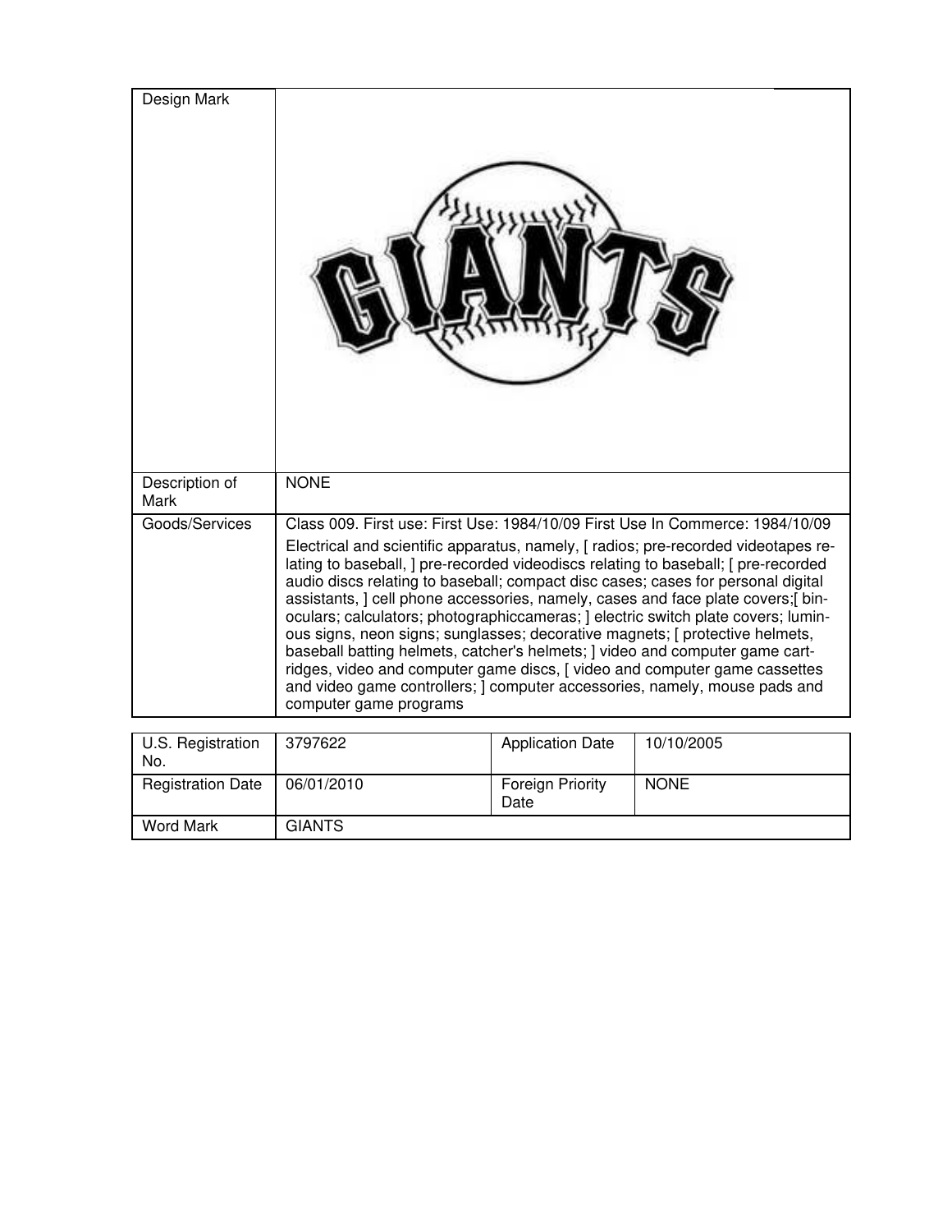| Design Mark | |
|---|---|
| Description of Mark | NONE |
| Goods/Services | Class 009. First use: First Use: 1984/10/09 First Use In Commerce: 1984/10/09<br><br>Electrical and scientific apparatus, namely, [ radios; pre-recorded videotapes relating to baseball, ] pre-recorded videodiscs relating to baseball; [ pre-recorded audio discs relating to baseball; compact disc cases; cases for personal digital assistants, ] cell phone accessories, namely, cases and face plate covers;[ binoculars; calculators; photographiccameras; ] electric switch plate covers; luminous signs, neon signs; sunglasses; decorative magnets; [ protective helmets, baseball batting helmets, catcher's helmets; ] video and computer game cartridges, video and computer game discs, [ video and computer game cassettes and video game controllers; ] computer accessories, namely, mouse pads and computer game programs |

| U.S. Registration No. | 3797622 | Application Date | 10/10/2005 |
|---|---|---|---|
| Registration Date | 06/01/2010 | Foreign Priority Date | NONE |
| Word Mark | GIANTS | | |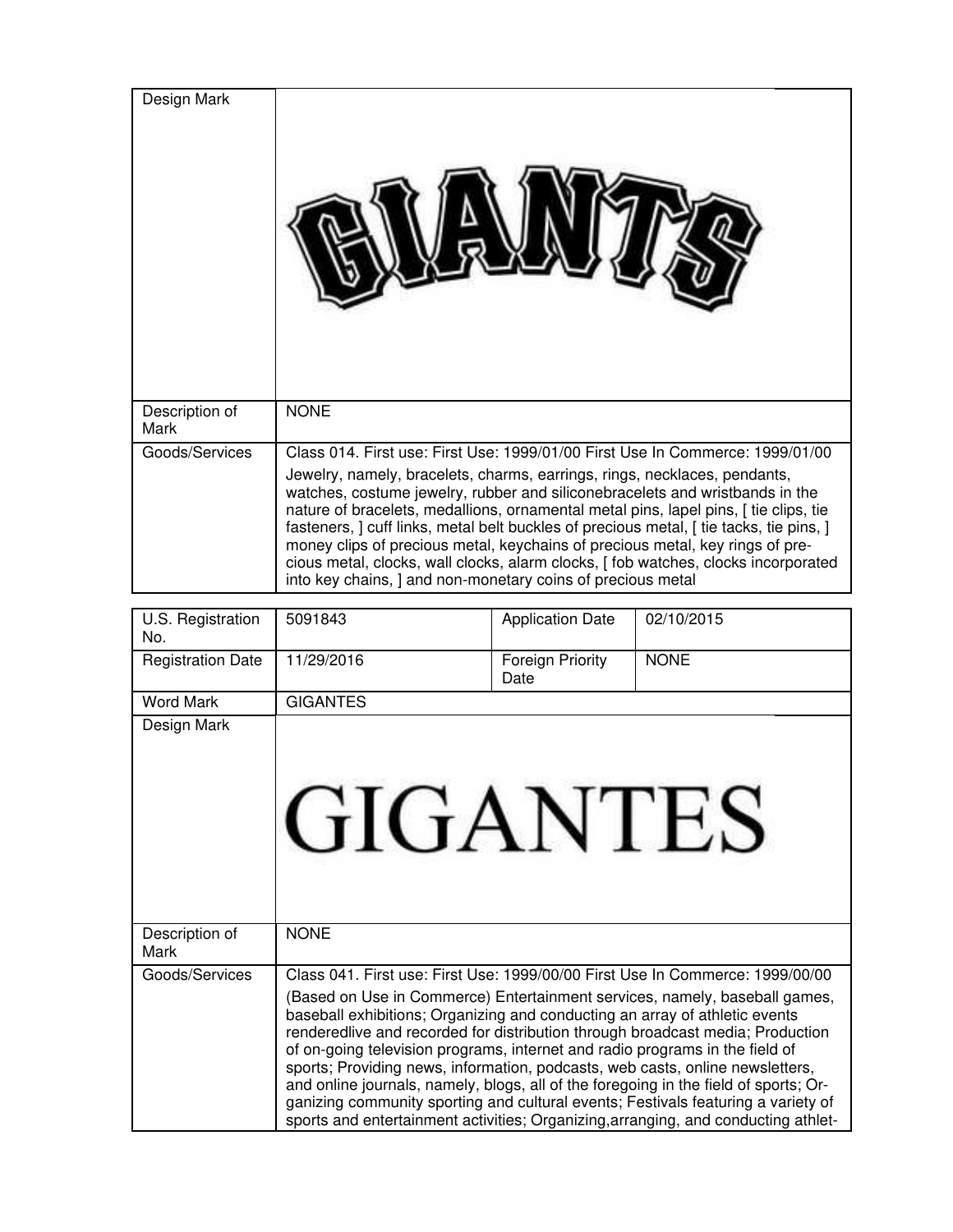| Design Mark | GIANTS |
|---|---|
| Description of Mark | NONE |
| Goods/Services | Class 014. First use: First Use: 1999/01/00 First Use In Commerce: 1999/01/00<br><br>Jewelry, namely, bracelets, charms, earrings, rings, necklaces, pendants, watches, costume jewelry, rubber and siliconebracelets and wristbands in the nature of bracelets, medallions, ornamental metal pins, lapel pins, [ tie clips, tie fasteners, ] cuff links, metal belt buckles of precious metal, [ tie tacks, tie pins, ] money clips of precious metal, keychains of precious metal, key rings of precious metal, clocks, wall clocks, alarm clocks, [ fob watches, clocks incorporated into key chains, ] and non-monetary coins of precious metal |

| U.S. Registration No. | 5091843 | Application Date | 02/10/2015 |
|---|---|---|---|
| Registration Date | 11/29/2016 | Foreign Priority Date | NONE |
| Word Mark | GIGANTES | | |
| Design Mark | GIGANTES | | |
| Description of Mark | NONE | | |
| Goods/Services | Class 041. First use: First Use: 1999/00/00 First Use In Commerce: 1999/00/00<br><br>(Based on Use in Commerce) Entertainment services, namely, baseball games, baseball exhibitions; Organizing and conducting an array of athletic events renderedlive and recorded for distribution through broadcast media; Production of on-going television programs, internet and radio programs in the field of sports; Providing news, information, podcasts, web casts, online newsletters, and online journals, namely, blogs, all of the foregoing in the field of sports; Organizing community sporting and cultural events; Festivals featuring a variety of sports and entertainment activities; Organizing,arranging, and conducting athlet- | | |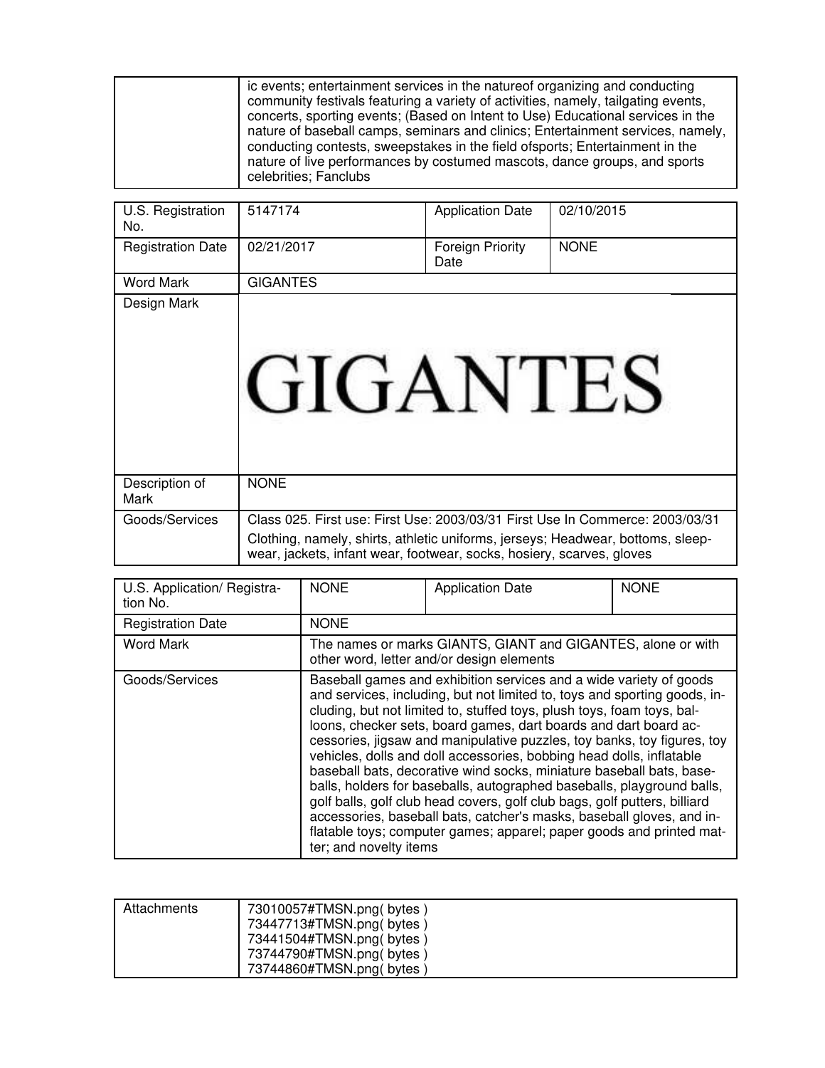| | ic events; entertainment services in the natureof organizing and conducting community festivals featuring a variety of activities, namely, tailgating events, concerts, sporting events; (Based on Intent to Use) Educational services in the nature of baseball camps, seminars and clinics; Entertainment services, namely, conducting contests, sweepstakes in the field ofsports; Entertainment in the nature of live performances by costumed mascots, dance groups, and sports celebrities; Fanclubs |
|---|---|

| U.S. Registration No. | 5147174 | Application Date | 02/10/2015 |
|---|---|---|---|
| Registration Date | 02/21/2017 | Foreign Priority Date | NONE |
| Word Mark | GIGANTES | | |
| Design Mark | GIGANTES | | |
| Description of Mark | NONE | | |
| Goods/Services | Class 025. First use: First Use: 2003/03/31 First Use In Commerce: 2003/03/31<br>Clothing, namely, shirts, athletic uniforms, jerseys; Headwear, bottoms, sleep-wear, jackets, infant wear, footwear, socks, hosiery, scarves, gloves | | |

| U.S. Application/ Registration No. | NONE | Application Date | NONE |
|---|---|---|---|
| Registration Date | NONE | | |
| Word Mark | The names or marks GIANTS, GIANT and GIGANTES, alone or with other word, letter and/or design elements | | |
| Goods/Services | Baseball games and exhibition services and a wide variety of goods and services, including, but not limited to, toys and sporting goods, including, but not limited to, stuffed toys, plush toys, foam toys, balloons, checker sets, board games, dart boards and dart board accessories, jigsaw and manipulative puzzles, toy banks, toy figures, toy vehicles, dolls and doll accessories, bobbing head dolls, inflatable baseball bats, decorative wind socks, miniature baseball bats, baseballs, holders for baseballs, autographed baseballs, playground balls, golf balls, golf club head covers, golf club bags, golf putters, billiard accessories, baseball bats, catcher's masks, baseball gloves, and inflatable toys; computer games; apparel; paper goods and printed matter; and novelty items | | |

| Attachments | 73010057#TMSN.png( bytes )<br>73447713#TMSN.png( bytes )<br>73441504#TMSN.png( bytes )<br>73744790#TMSN.png( bytes )<br>73744860#TMSN.png( bytes ) |
|---|---|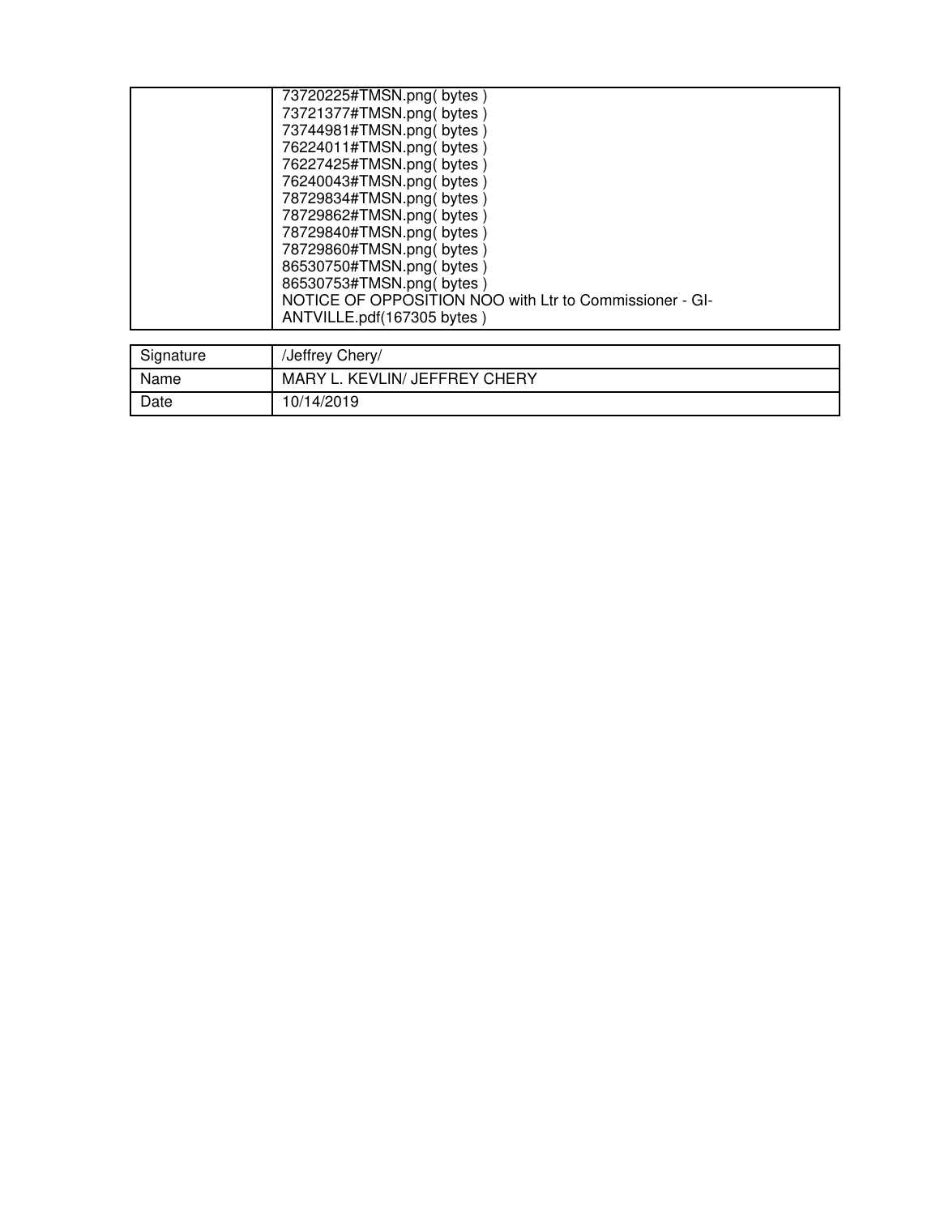| | |
|---|---|
| | 73720225#TMSN.png( bytes )<br>73721377#TMSN.png( bytes )<br>73744981#TMSN.png( bytes )<br>76224011#TMSN.png( bytes )<br>76227425#TMSN.png( bytes )<br>76240043#TMSN.png( bytes )<br>78729834#TMSN.png( bytes )<br>78729862#TMSN.png( bytes )<br>78729840#TMSN.png( bytes )<br>78729860#TMSN.png( bytes )<br>86530750#TMSN.png( bytes )<br>86530753#TMSN.png( bytes )<br>NOTICE OF OPPOSITION NOO with Ltr to Commissioner - GI-ANTVILLE.pdf(167305 bytes ) |

| | |
|---|---|
| Signature | /Jeffrey Chery/ |
| Name | MARY L. KEVLIN/ JEFFREY CHERY |
| Date | 10/14/2019 |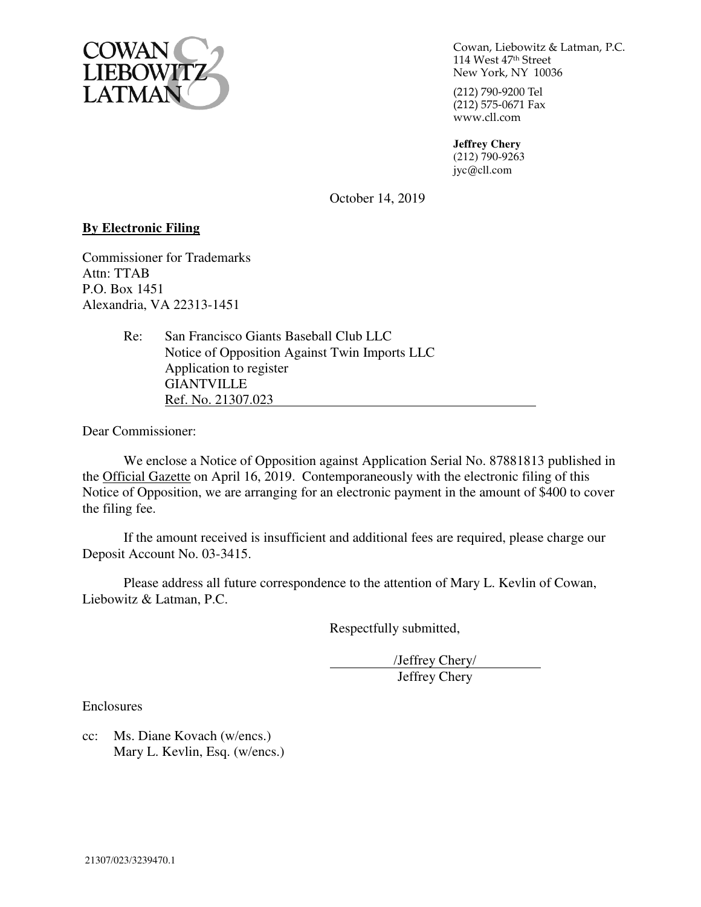COWAN LIEBOWITZ LATMAN

Cowan, Liebowitz & Latman, P.C.
114 West 47th Street
New York, NY 10036

(212) 790-9200 Tel
(212) 575-0671 Fax
www.cll.com

**Jeffrey Chery**
(212) 790-9263
jyc@cll.com

October 14, 2019

**By Electronic Filing**

Commissioner for Trademarks
Attn: TTAB
P.O. Box 1451
Alexandria, VA 22313-1451

Re: San Francisco Giants Baseball Club LLC
Notice of Opposition Against Twin Imports LLC
Application to register
GIANTVILLE
Ref. No. 21307.023

Dear Commissioner:

We enclose a Notice of Opposition against Application Serial No. 87881813 published in the Official Gazette on April 16, 2019. Contemporaneously with the electronic filing of this Notice of Opposition, we are arranging for an electronic payment in the amount of $400 to cover the filing fee.

If the amount received is insufficient and additional fees are required, please charge our Deposit Account No. 03-3415.

Please address all future correspondence to the attention of Mary L. Kevlin of Cowan, Liebowitz & Latman, P.C.

Respectfully submitted,

/Jeffrey Chery/
Jeffrey Chery

Enclosures

cc: Ms. Diane Kovach (w/encs.)
Mary L. Kevlin, Esq. (w/encs.)

21307/023/3239470.1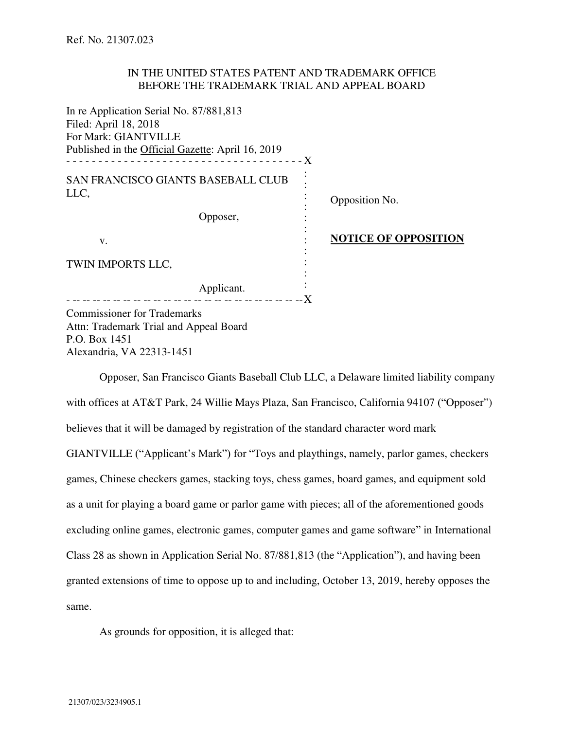Ref. No. 21307.023

IN THE UNITED STATES PATENT AND TRADEMARK OFFICE
BEFORE THE TRADEMARK TRIAL AND APPEAL BOARD

In re Application Serial No. 87/881,813
Filed: April 18, 2018
For Mark: GIANTVILLE
Published in the Official Gazette: April 16, 2019

| | |
|---|---|
| SAN FRANCISCO GIANTS BASEBALL CLUB LLC, | Opposition No. |
| Opposer, | |
| v. | **NOTICE OF OPPOSITION** |
| TWIN IMPORTS LLC, | |
| Applicant. | |

Commissioner for Trademarks
Attn: Trademark Trial and Appeal Board
P.O. Box 1451
Alexandria, VA 22313-1451

Opposer, San Francisco Giants Baseball Club LLC, a Delaware limited liability company with offices at AT&T Park, 24 Willie Mays Plaza, San Francisco, California 94107 ("Opposer") believes that it will be damaged by registration of the standard character word mark GIANTVILLE ("Applicant's Mark") for "Toys and playthings, namely, parlor games, checkers games, Chinese checkers games, stacking toys, chess games, board games, and equipment sold as a unit for playing a board game or parlor game with pieces; all of the aforementioned goods excluding online games, electronic games, computer games and game software" in International Class 28 as shown in Application Serial No. 87/881,813 (the "Application"), and having been granted extensions of time to oppose up to and including, October 13, 2019, hereby opposes the same.

As grounds for opposition, it is alleged that:

21307/023/3234905.1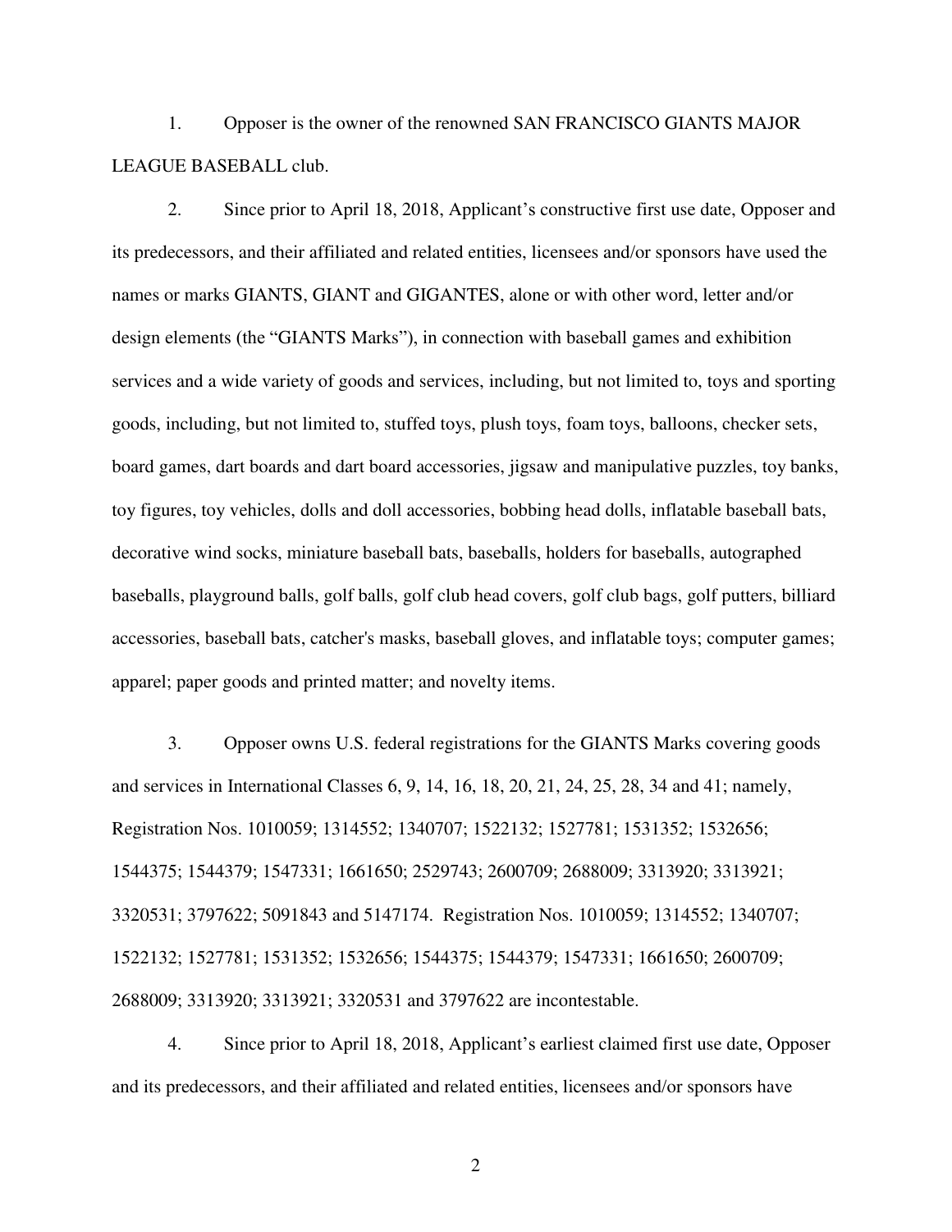1. Opposer is the owner of the renowned SAN FRANCISCO GIANTS MAJOR LEAGUE BASEBALL club.

2. Since prior to April 18, 2018, Applicant's constructive first use date, Opposer and its predecessors, and their affiliated and related entities, licensees and/or sponsors have used the names or marks GIANTS, GIANT and GIGANTES, alone or with other word, letter and/or design elements (the "GIANTS Marks"), in connection with baseball games and exhibition services and a wide variety of goods and services, including, but not limited to, toys and sporting goods, including, but not limited to, stuffed toys, plush toys, foam toys, balloons, checker sets, board games, dart boards and dart board accessories, jigsaw and manipulative puzzles, toy banks, toy figures, toy vehicles, dolls and doll accessories, bobbing head dolls, inflatable baseball bats, decorative wind socks, miniature baseball bats, baseballs, holders for baseballs, autographed baseballs, playground balls, golf balls, golf club head covers, golf club bags, golf putters, billiard accessories, baseball bats, catcher's masks, baseball gloves, and inflatable toys; computer games; apparel; paper goods and printed matter; and novelty items.

3. Opposer owns U.S. federal registrations for the GIANTS Marks covering goods and services in International Classes 6, 9, 14, 16, 18, 20, 21, 24, 25, 28, 34 and 41; namely, Registration Nos. 1010059; 1314552; 1340707; 1522132; 1527781; 1531352; 1532656; 1544375; 1544379; 1547331; 1661650; 2529743; 2600709; 2688009; 3313920; 3313921; 3320531; 3797622; 5091843 and 5147174. Registration Nos. 1010059; 1314552; 1340707; 1522132; 1527781; 1531352; 1532656; 1544375; 1544379; 1547331; 1661650; 2600709; 2688009; 3313920; 3313921; 3320531 and 3797622 are incontestable.

4. Since prior to April 18, 2018, Applicant's earliest claimed first use date, Opposer and its predecessors, and their affiliated and related entities, licensees and/or sponsors have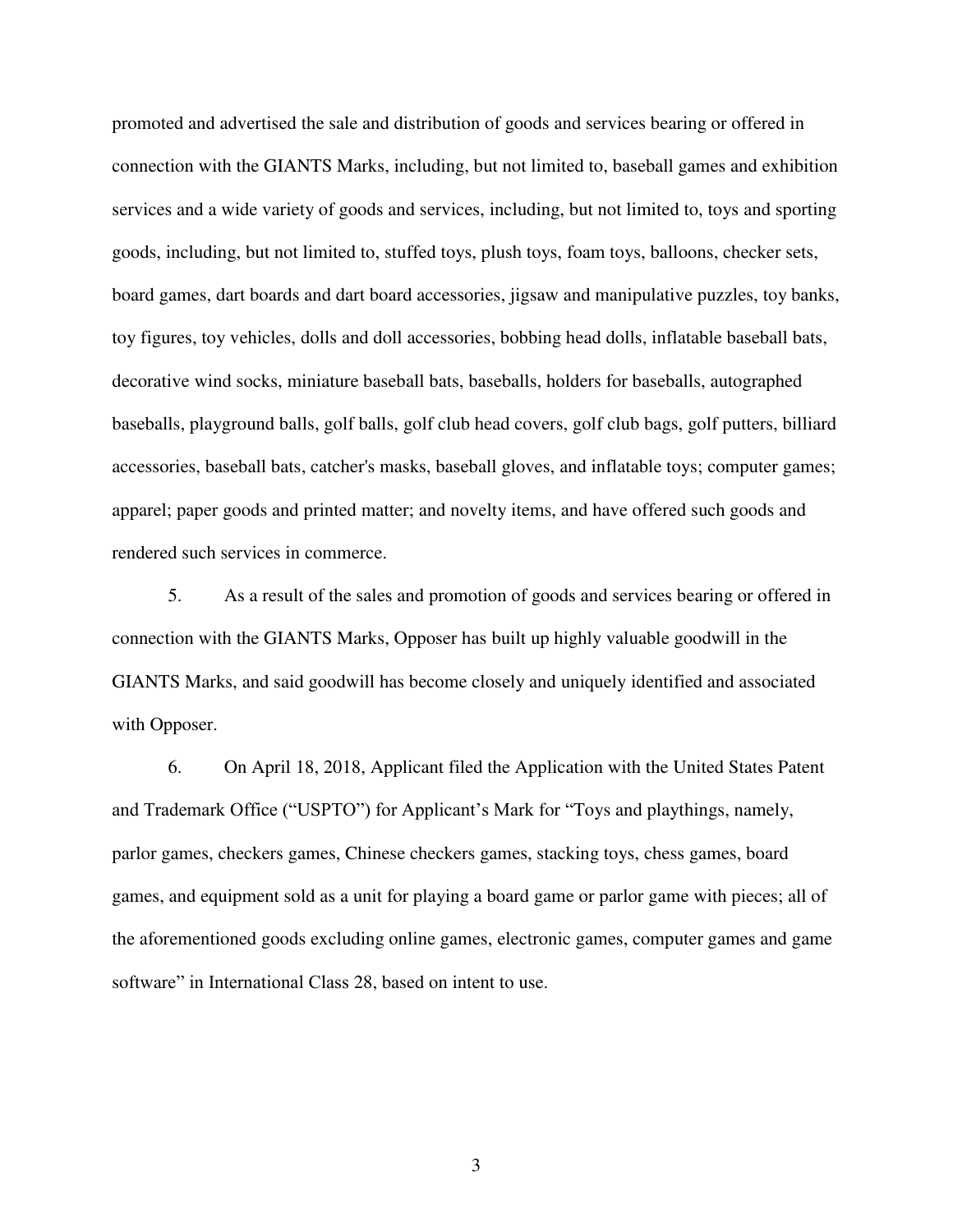promoted and advertised the sale and distribution of goods and services bearing or offered in connection with the GIANTS Marks, including, but not limited to, baseball games and exhibition services and a wide variety of goods and services, including, but not limited to, toys and sporting goods, including, but not limited to, stuffed toys, plush toys, foam toys, balloons, checker sets, board games, dart boards and dart board accessories, jigsaw and manipulative puzzles, toy banks, toy figures, toy vehicles, dolls and doll accessories, bobbing head dolls, inflatable baseball bats, decorative wind socks, miniature baseball bats, baseballs, holders for baseballs, autographed baseballs, playground balls, golf balls, golf club head covers, golf club bags, golf putters, billiard accessories, baseball bats, catcher's masks, baseball gloves, and inflatable toys; computer games; apparel; paper goods and printed matter; and novelty items, and have offered such goods and rendered such services in commerce.

5. As a result of the sales and promotion of goods and services bearing or offered in connection with the GIANTS Marks, Opposer has built up highly valuable goodwill in the GIANTS Marks, and said goodwill has become closely and uniquely identified and associated with Opposer.

6. On April 18, 2018, Applicant filed the Application with the United States Patent and Trademark Office ("USPTO") for Applicant's Mark for "Toys and playthings, namely, parlor games, checkers games, Chinese checkers games, stacking toys, chess games, board games, and equipment sold as a unit for playing a board game or parlor game with pieces; all of the aforementioned goods excluding online games, electronic games, computer games and game software" in International Class 28, based on intent to use.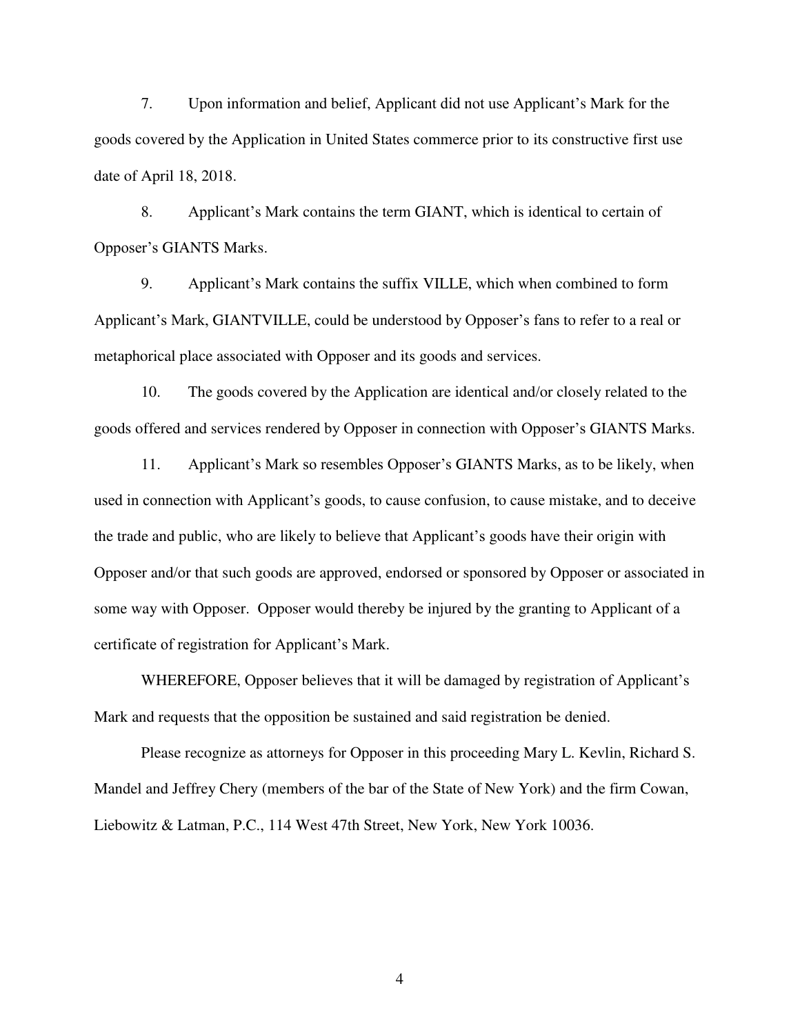7. Upon information and belief, Applicant did not use Applicant's Mark for the goods covered by the Application in United States commerce prior to its constructive first use date of April 18, 2018.

8. Applicant's Mark contains the term GIANT, which is identical to certain of Opposer's GIANTS Marks.

9. Applicant's Mark contains the suffix VILLE, which when combined to form Applicant's Mark, GIANTVILLE, could be understood by Opposer's fans to refer to a real or metaphorical place associated with Opposer and its goods and services.

10. The goods covered by the Application are identical and/or closely related to the goods offered and services rendered by Opposer in connection with Opposer's GIANTS Marks.

11. Applicant's Mark so resembles Opposer's GIANTS Marks, as to be likely, when used in connection with Applicant's goods, to cause confusion, to cause mistake, and to deceive the trade and public, who are likely to believe that Applicant's goods have their origin with Opposer and/or that such goods are approved, endorsed or sponsored by Opposer or associated in some way with Opposer. Opposer would thereby be injured by the granting to Applicant of a certificate of registration for Applicant's Mark.

WHEREFORE, Opposer believes that it will be damaged by registration of Applicant's Mark and requests that the opposition be sustained and said registration be denied.

Please recognize as attorneys for Opposer in this proceeding Mary L. Kevlin, Richard S. Mandel and Jeffrey Chery (members of the bar of the State of New York) and the firm Cowan, Liebowitz & Latman, P.C., 114 West 47th Street, New York, New York 10036.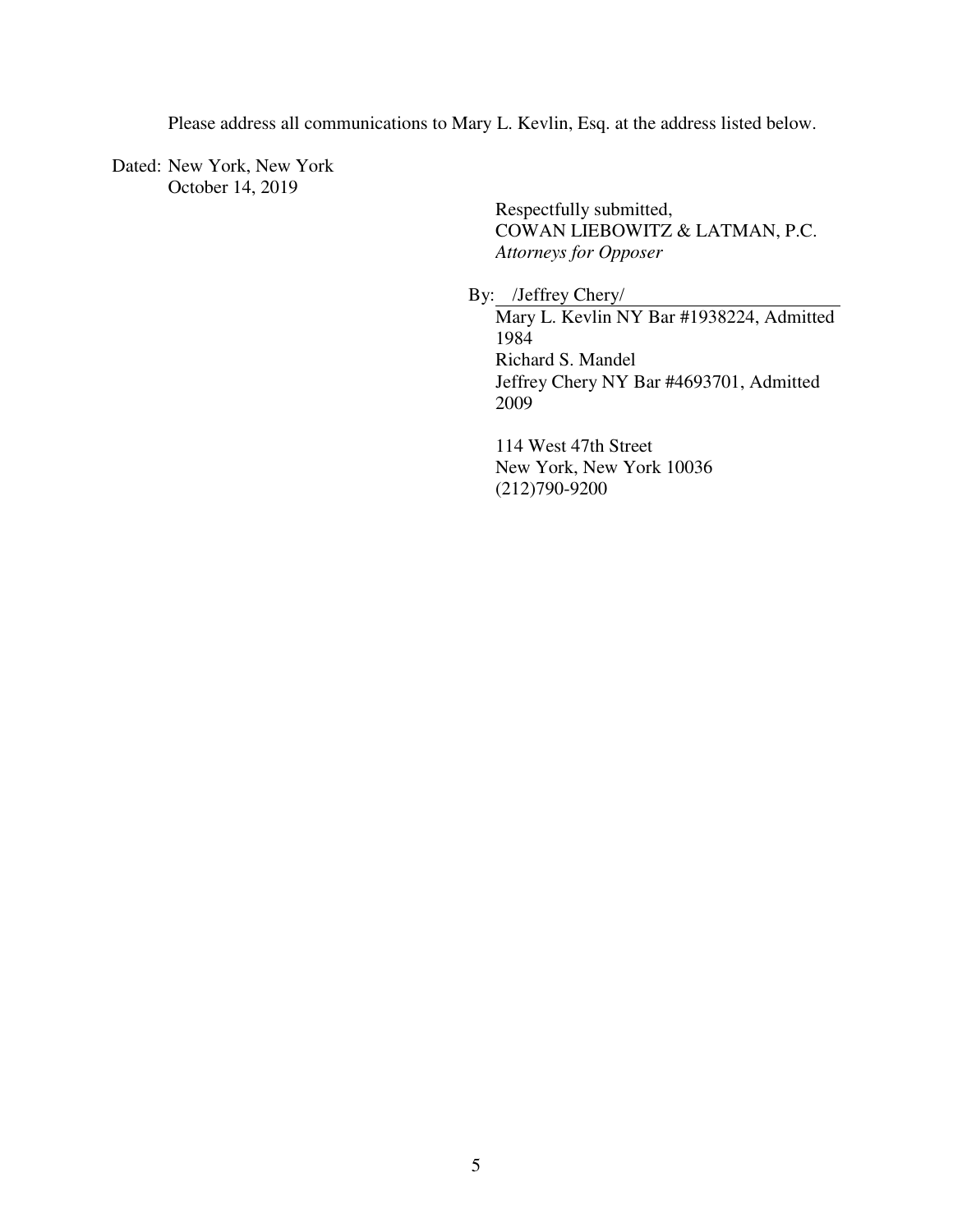Please address all communications to Mary L. Kevlin, Esq. at the address listed below.

Dated: New York, New York
October 14, 2019

Respectfully submitted,
COWAN LIEBOWITZ & LATMAN, P.C.
*Attorneys for Opposer*

By: /Jeffrey Chery/
Mary L. Kevlin NY Bar #1938224, Admitted 1984
Richard S. Mandel
Jeffrey Chery NY Bar #4693701, Admitted 2009

114 West 47th Street
New York, New York 10036
(212)790-9200